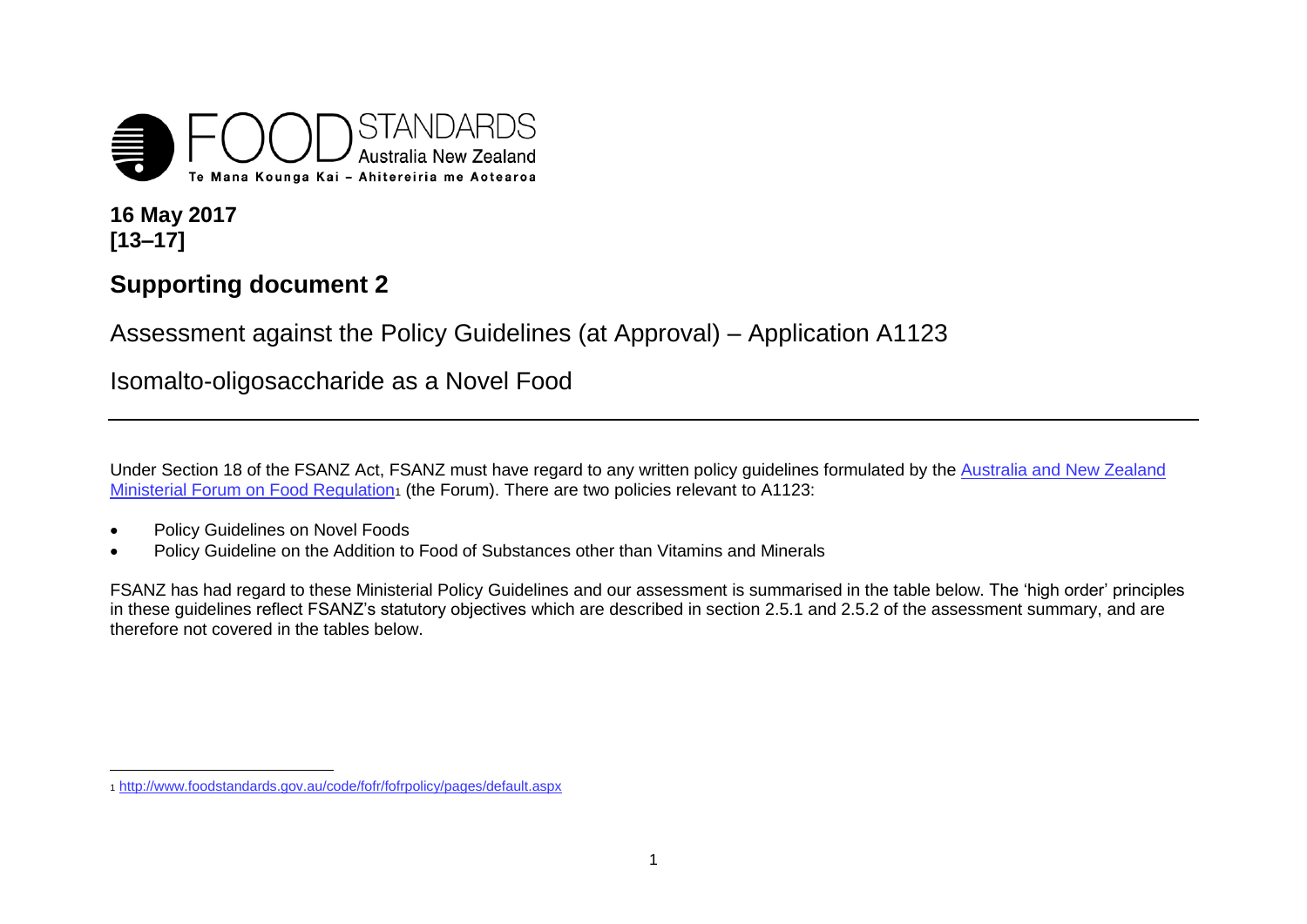FOOD STANDARDS Australia New Zealand

Te Mana Kounga Kai – Ahitereiria me Aotearoa

**16 May 2017**
**[13–17]**

## Supporting document 2

# Assessment against the Policy Guidelines (at Approval) – Application A1123

# Isomalto-oligosaccharide as a Novel Food

Under Section 18 of the FSANZ Act, FSANZ must have regard to any written policy guidelines formulated by the Australia and New Zealand Ministerial Forum on Food Regulation[1] (the Forum). There are two policies relevant to A1123:

- Policy Guidelines on Novel Foods
- Policy Guideline on the Addition to Food of Substances other than Vitamins and Minerals

FSANZ has had regard to these Ministerial Policy Guidelines and our assessment is summarised in the table below. The 'high order' principles in these guidelines reflect FSANZ's statutory objectives which are described in section 2.5.1 and 2.5.2 of the assessment summary, and are therefore not covered in the tables below.

[1] http://www.foodstandards.gov.au/code/fofr/fofrpolicy/pages/default.aspx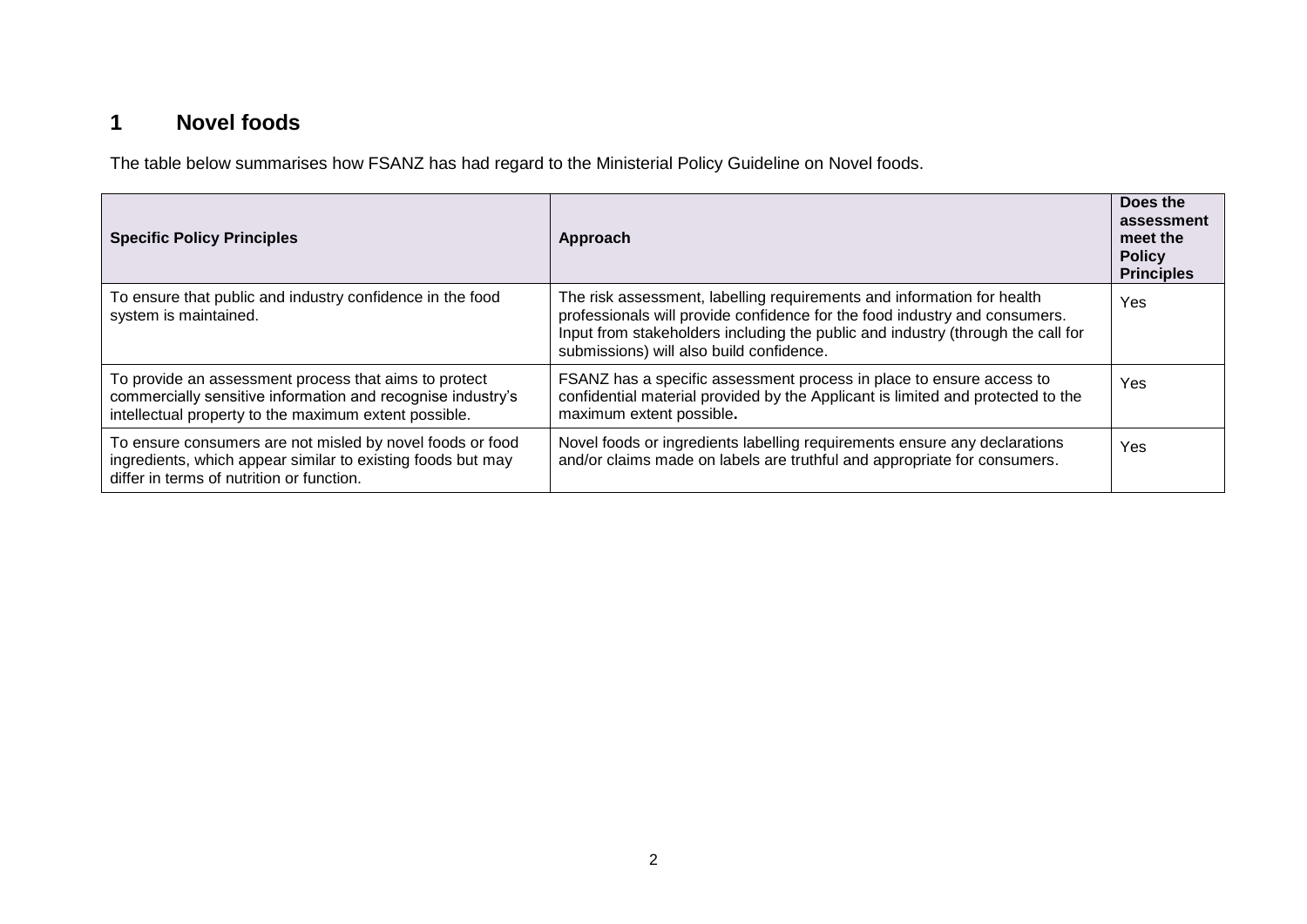# 1 Novel foods

The table below summarises how FSANZ has had regard to the Ministerial Policy Guideline on Novel foods.

| Specific Policy Principles | Approach | Does the assessment meet the Policy Principles |
|---|---|---|
| To ensure that public and industry confidence in the food system is maintained. | The risk assessment, labelling requirements and information for health professionals will provide confidence for the food industry and consumers. Input from stakeholders including the public and industry (through the call for submissions) will also build confidence. | Yes |
| To provide an assessment process that aims to protect commercially sensitive information and recognise industry's intellectual property to the maximum extent possible. | FSANZ has a specific assessment process in place to ensure access to confidential material provided by the Applicant is limited and protected to the maximum extent possible. | Yes |
| To ensure consumers are not misled by novel foods or food ingredients, which appear similar to existing foods but may differ in terms of nutrition or function. | Novel foods or ingredients labelling requirements ensure any declarations and/or claims made on labels are truthful and appropriate for consumers. | Yes |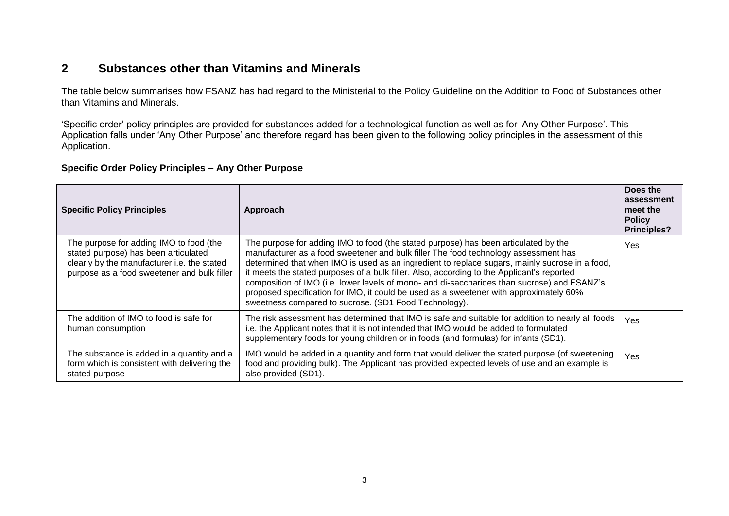## 2 Substances other than Vitamins and Minerals

The table below summarises how FSANZ has had regard to the Ministerial to the Policy Guideline on the Addition to Food of Substances other than Vitamins and Minerals.

'Specific order' policy principles are provided for substances added for a technological function as well as for 'Any Other Purpose'. This Application falls under 'Any Other Purpose' and therefore regard has been given to the following policy principles in the assessment of this Application.

**Specific Order Policy Principles – Any Other Purpose**

| Specific Policy Principles | Approach | Does the assessment meet the Policy Principles? |
|---|---|---|
| The purpose for adding IMO to food (the stated purpose) has been articulated clearly by the manufacturer i.e. the stated purpose as a food sweetener and bulk filler | The purpose for adding IMO to food (the stated purpose) has been articulated by the manufacturer as a food sweetener and bulk filler The food technology assessment has determined that when IMO is used as an ingredient to replace sugars, mainly sucrose in a food, it meets the stated purposes of a bulk filler. Also, according to the Applicant's reported composition of IMO (i.e. lower levels of mono- and di-saccharides than sucrose) and FSANZ's proposed specification for IMO, it could be used as a sweetener with approximately 60% sweetness compared to sucrose. (SD1 Food Technology). | Yes |
| The addition of IMO to food is safe for human consumption | The risk assessment has determined that IMO is safe and suitable for addition to nearly all foods i.e. the Applicant notes that it is not intended that IMO would be added to formulated supplementary foods for young children or in foods (and formulas) for infants (SD1). | Yes |
| The substance is added in a quantity and a form which is consistent with delivering the stated purpose | IMO would be added in a quantity and form that would deliver the stated purpose (of sweetening food and providing bulk). The Applicant has provided expected levels of use and an example is also provided (SD1). | Yes |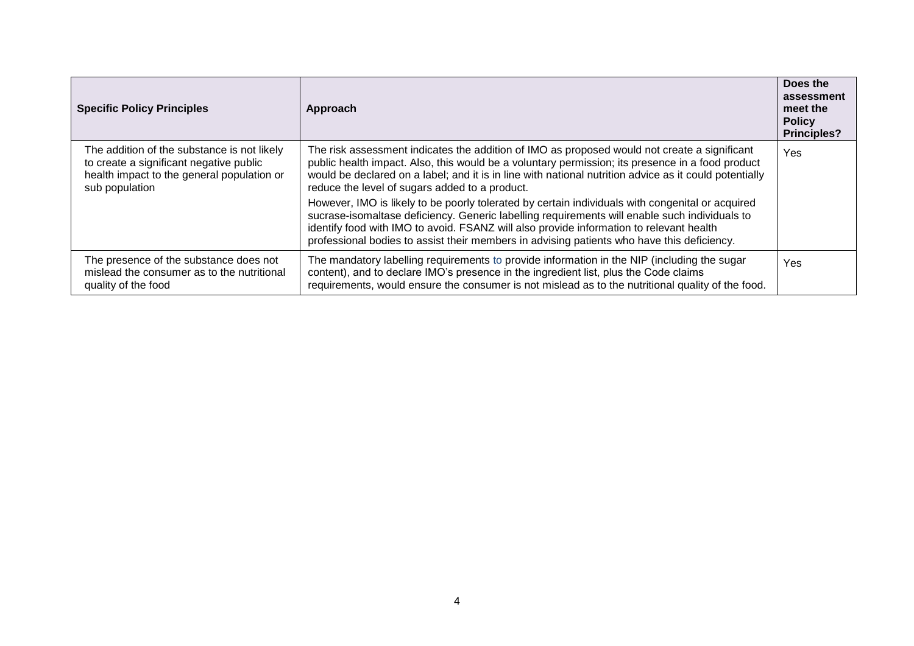| Specific Policy Principles | Approach | Does the assessment meet the Policy Principles? |
|---|---|---|
| The addition of the substance is not likely to create a significant negative public health impact to the general population or sub population | The risk assessment indicates the addition of IMO as proposed would not create a significant public health impact. Also, this would be a voluntary permission; its presence in a food product would be declared on a label; and it is in line with national nutrition advice as it could potentially reduce the level of sugars added to a product.<br><br>However, IMO is likely to be poorly tolerated by certain individuals with congenital or acquired sucrase-isomaltase deficiency. Generic labelling requirements will enable such individuals to identify food with IMO to avoid. FSANZ will also provide information to relevant health professional bodies to assist their members in advising patients who have this deficiency. | Yes |
| The presence of the substance does not mislead the consumer as to the nutritional quality of the food | The mandatory labelling requirements to provide information in the NIP (including the sugar content), and to declare IMO's presence in the ingredient list, plus the Code claims requirements, would ensure the consumer is not mislead as to the nutritional quality of the food. | Yes |